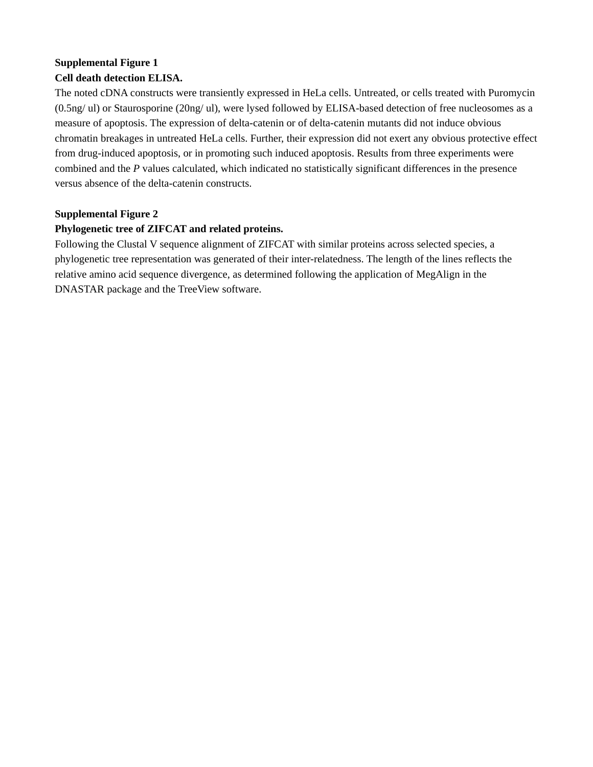**Supplemental Figure 1**

**Cell death detection ELISA.**

The noted cDNA constructs were transiently expressed in HeLa cells. Untreated, or cells treated with Puromycin (0.5ng/ ul) or Staurosporine (20ng/ ul), were lysed followed by ELISA-based detection of free nucleosomes as a measure of apoptosis. The expression of delta-catenin or of delta-catenin mutants did not induce obvious chromatin breakages in untreated HeLa cells. Further, their expression did not exert any obvious protective effect from drug-induced apoptosis, or in promoting such induced apoptosis. Results from three experiments were combined and the *P* values calculated, which indicated no statistically significant differences in the presence versus absence of the delta-catenin constructs.

**Supplemental Figure 2**

**Phylogenetic tree of ZIFCAT and related proteins.**

Following the Clustal V sequence alignment of ZIFCAT with similar proteins across selected species, a phylogenetic tree representation was generated of their inter-relatedness. The length of the lines reflects the relative amino acid sequence divergence, as determined following the application of MegAlign in the DNASTAR package and the TreeView software.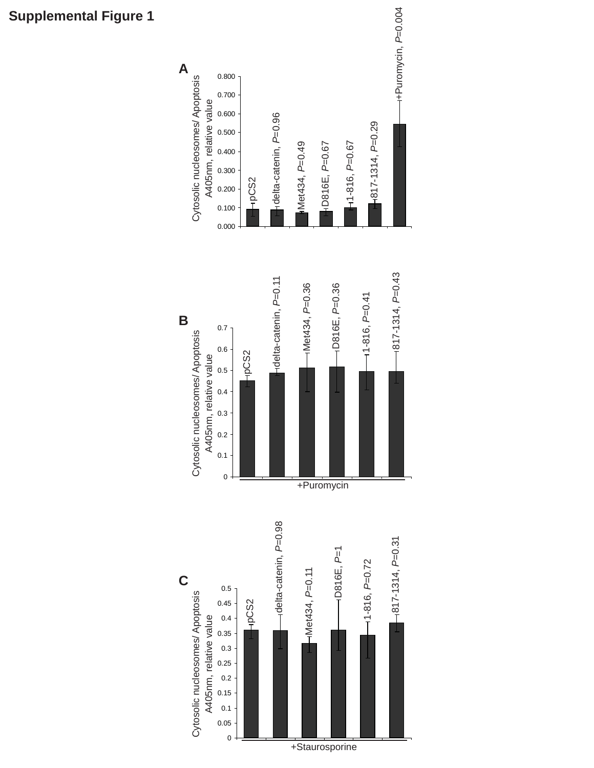# Supplemental Figure 1

**A**

| Condition | Cytosolic nucleosomes/ Apoptosis A405nm, relative value |
|---|---|
| pCS2 | |
| delta-catenin, *P*=0.96 | |
| Met434, *P*=0.49 | |
| D816E, *P*=0.67 | |
| 1-816, *P*=0.67 | |
| 817-1314, *P*=0.29 | |
| +Puromycin, *P*=0.004 | |

**B**

+Puromycin

| Condition | Cytosolic nucleosomes/ Apoptosis A405nm, relative value |
|---|---|
| pCS2 | |
| delta-catenin, *P*=0.11 | |
| Met434, *P*=0.36 | |
| D816E, *P*=0.36 | |
| 1-816, *P*=0.41 | |
| 817-1314, *P*=0.43 | |

**C**

+Staurosporine

| Condition | Cytosolic nucleosomes/ Apoptosis A405nm, relative value |
|---|---|
| pCS2 | |
| delta-catenin, *P*=0.98 | |
| Met434, *P*=0.11 | |
| D816E, *P*=1 | |
| 1-816, *P*=0.72 | |
| 817-1314, *P*=0.31 | |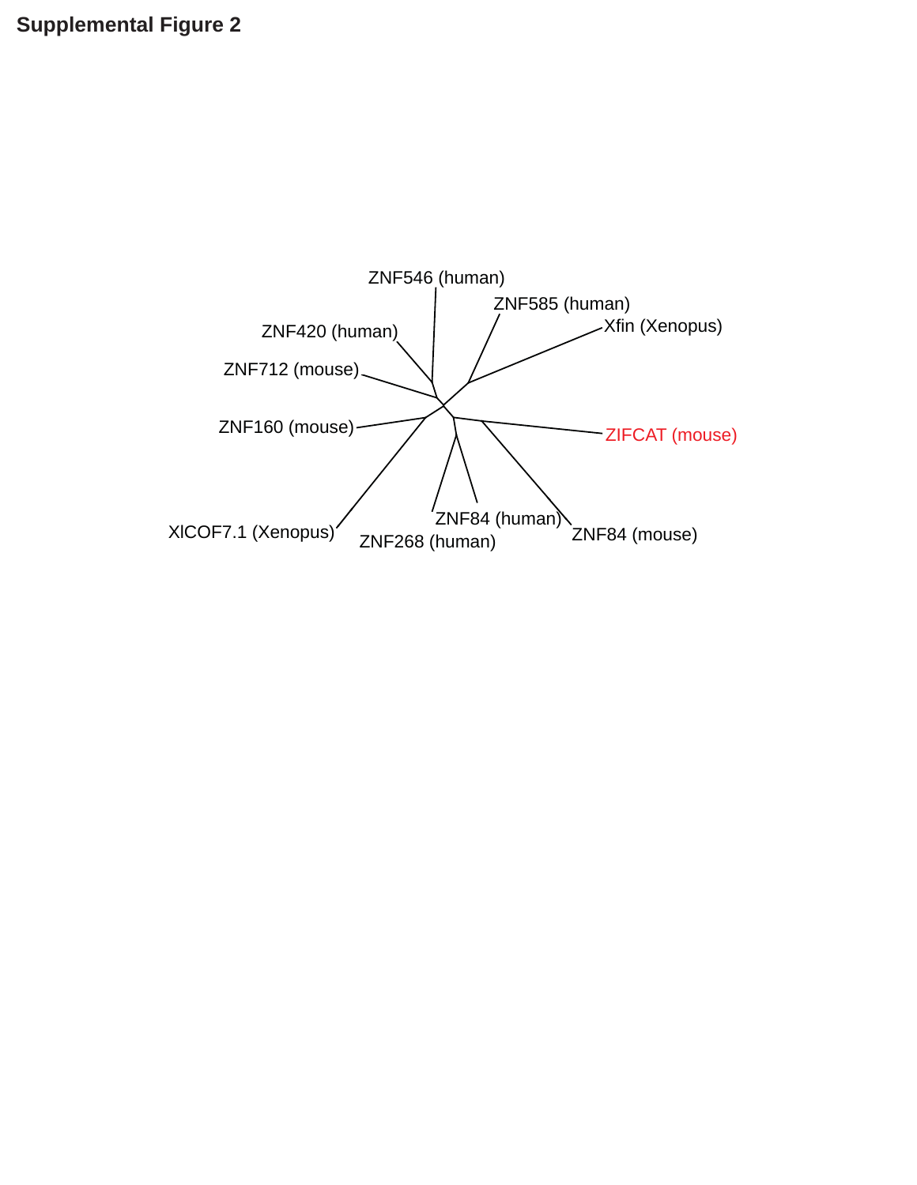**Supplemental Figure 2**

ZNF546 (human)

ZNF585 (human)

Xfin (Xenopus)

ZNF420 (human)

ZNF712 (mouse)

ZNF160 (mouse)

ZIFCAT (mouse)

XlCOF7.1 (Xenopus)

ZNF84 (human)

ZNF268 (human)

ZNF84 (mouse)